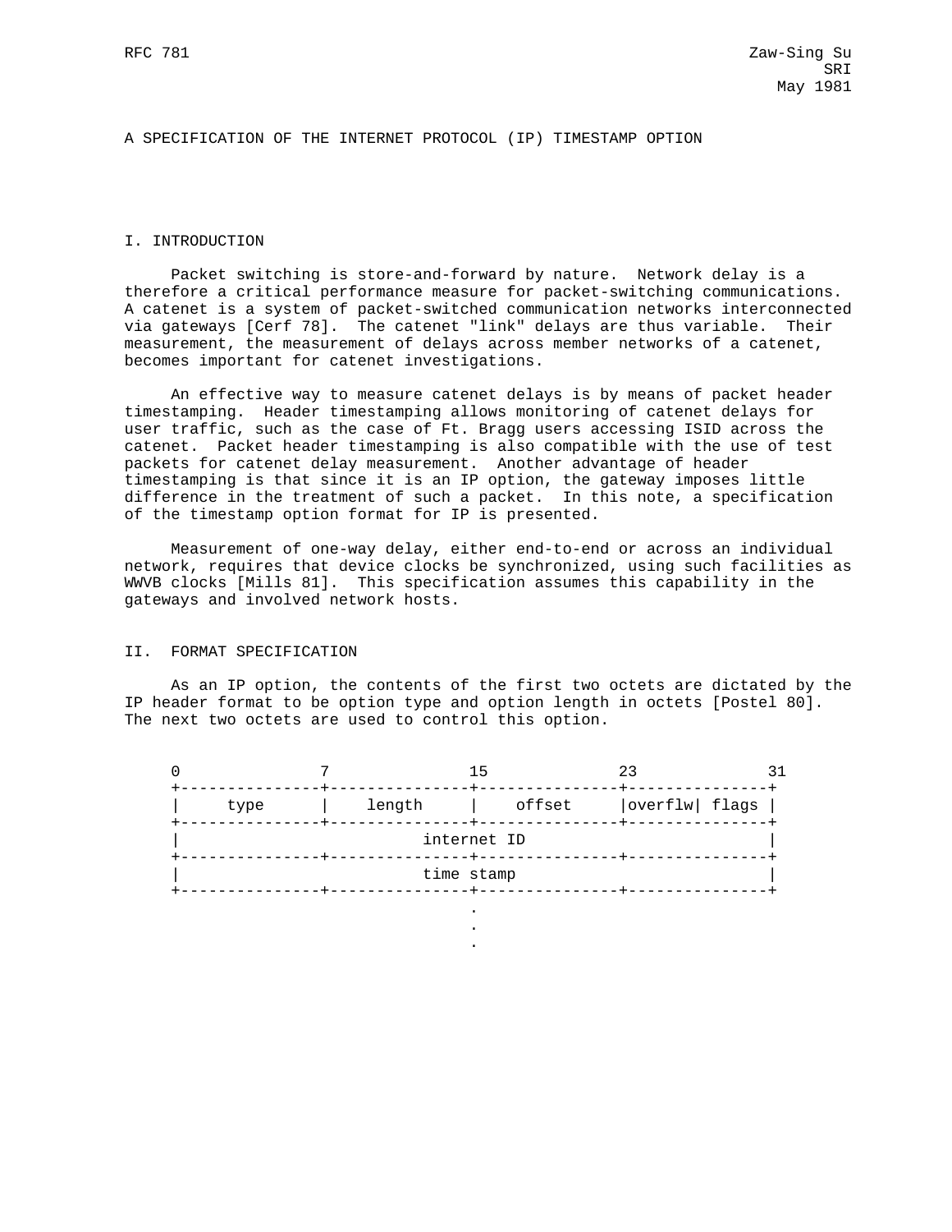RFC 781 Zaw-Sing Su
SRI
May 1981

# A SPECIFICATION OF THE INTERNET PROTOCOL (IP) TIMESTAMP OPTION

## I. INTRODUCTION

Packet switching is store-and-forward by nature. Network delay is a therefore a critical performance measure for packet-switching communications. A catenet is a system of packet-switched communication networks interconnected via gateways [Cerf 78]. The catenet "link" delays are thus variable. Their measurement, the measurement of delays across member networks of a catenet, becomes important for catenet investigations.

An effective way to measure catenet delays is by means of packet header timestamping. Header timestamping allows monitoring of catenet delays for user traffic, such as the case of Ft. Bragg users accessing ISID across the catenet. Packet header timestamping is also compatible with the use of test packets for catenet delay measurement. Another advantage of header timestamping is that since it is an IP option, the gateway imposes little difference in the treatment of such a packet. In this note, a specification of the timestamp option format for IP is presented.

Measurement of one-way delay, either end-to-end or across an individual network, requires that device clocks be synchronized, using such facilities as WWVB clocks [Mills 81]. This specification assumes this capability in the gateways and involved network hosts.

## II. FORMAT SPECIFICATION

As an IP option, the contents of the first two octets are dictated by the IP header format to be option type and option length in octets [Postel 80]. The next two octets are used to control this option.

```
 0              7               15              23              31
 +---------------+---------------+---------------+---------------+
 |     type      |    length     |    offset     |overflw| flags |
 +---------------+---------------+---------------+---------------+
 |                          internet ID                          |
 +---------------+---------------+---------------+---------------+
 |                          time stamp                           |
 +---------------+---------------+---------------+---------------+
                                 .
                                 .
                                 .
```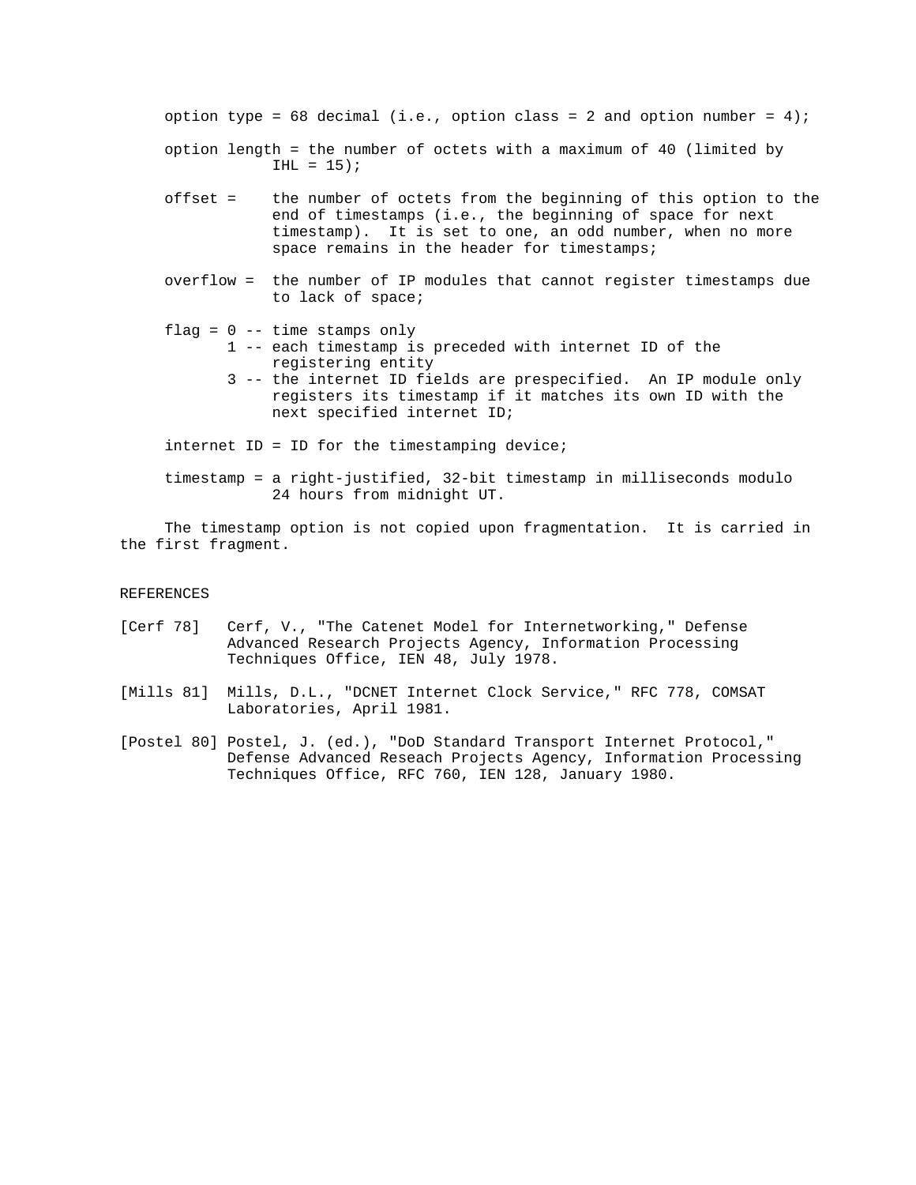option type = 68 decimal (i.e., option class = 2 and option number = 4);

option length = the number of octets with a maximum of 40 (limited by IHL = 15);

offset = the number of octets from the beginning of this option to the end of timestamps (i.e., the beginning of space for next timestamp). It is set to one, an odd number, when no more space remains in the header for timestamps;

overflow = the number of IP modules that cannot register timestamps due to lack of space;

flag = 0 -- time stamps only
1 -- each timestamp is preceded with internet ID of the registering entity
3 -- the internet ID fields are prespecified. An IP module only registers its timestamp if it matches its own ID with the next specified internet ID;

internet ID = ID for the timestamping device;

timestamp = a right-justified, 32-bit timestamp in milliseconds modulo 24 hours from midnight UT.

The timestamp option is not copied upon fragmentation. It is carried in the first fragment.

## REFERENCES

[Cerf 78] Cerf, V., "The Catenet Model for Internetworking," Defense Advanced Research Projects Agency, Information Processing Techniques Office, IEN 48, July 1978.

[Mills 81] Mills, D.L., "DCNET Internet Clock Service," RFC 778, COMSAT Laboratories, April 1981.

[Postel 80] Postel, J. (ed.), "DoD Standard Transport Internet Protocol," Defense Advanced Reseach Projects Agency, Information Processing Techniques Office, RFC 760, IEN 128, January 1980.